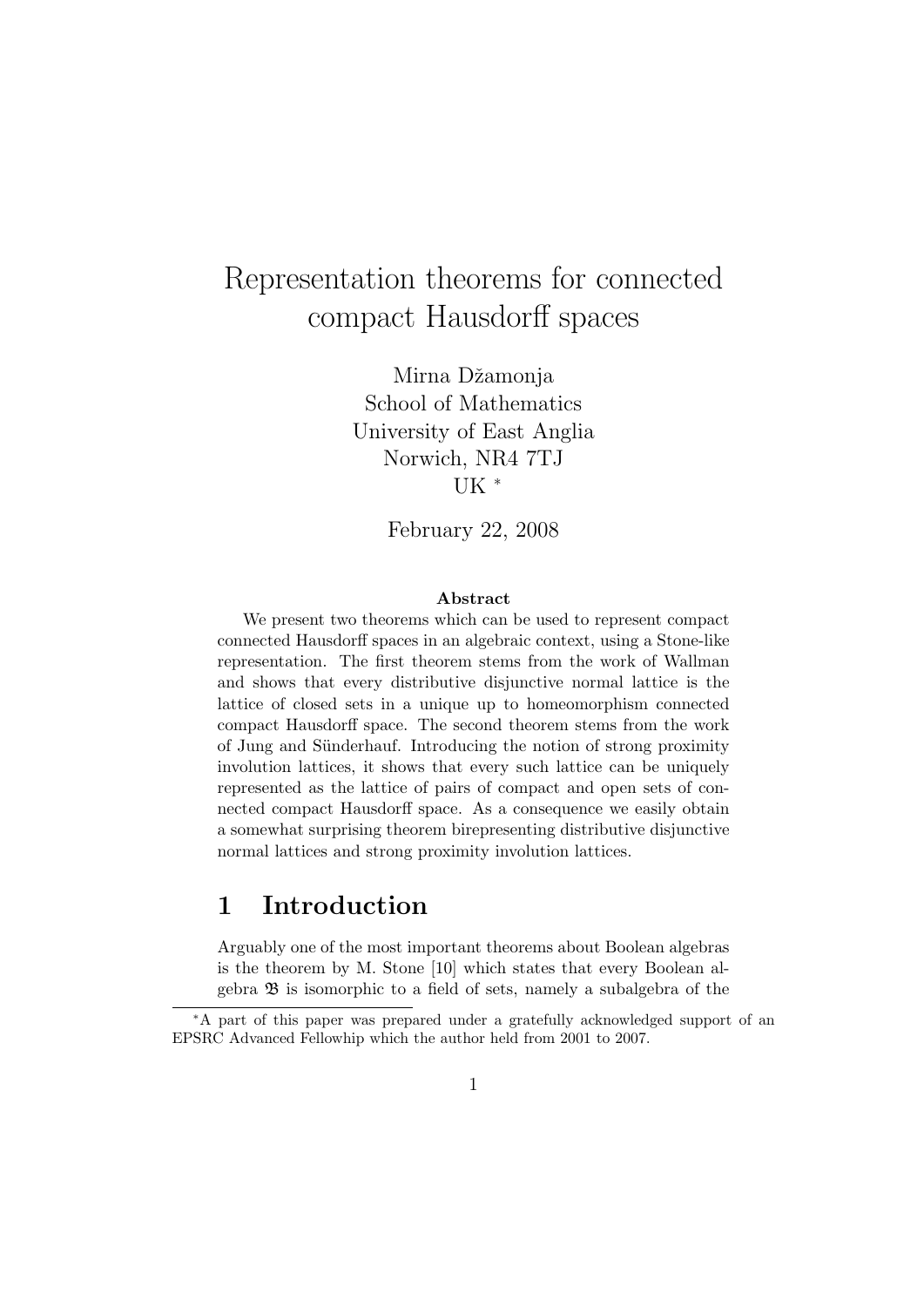# Representation theorems for connected compact Hausdorff spaces

Mirna Džamonja
School of Mathematics
University of East Anglia
Norwich, NR4 7TJ
UK *

February 22, 2008

**Abstract**

We present two theorems which can be used to represent compact connected Hausdorff spaces in an algebraic context, using a Stone-like representation. The first theorem stems from the work of Wallman and shows that every distributive disjunctive normal lattice is the lattice of closed sets in a unique up to homeomorphism connected compact Hausdorff space. The second theorem stems from the work of Jung and Sünderhauf. Introducing the notion of strong proximity involution lattices, it shows that every such lattice can be uniquely represented as the lattice of pairs of compact and open sets of connected compact Hausdorff space. As a consequence we easily obtain a somewhat surprising theorem birepresenting distributive disjunctive normal lattices and strong proximity involution lattices.

## 1 Introduction

Arguably one of the most important theorems about Boolean algebras is the theorem by M. Stone [10] which states that every Boolean algebra $\mathfrak{B}$ is isomorphic to a field of sets, namely a subalgebra of the

---

*A part of this paper was prepared under a gratefully acknowledged support of an EPSRC Advanced Fellowhip which the author held from 2001 to 2007.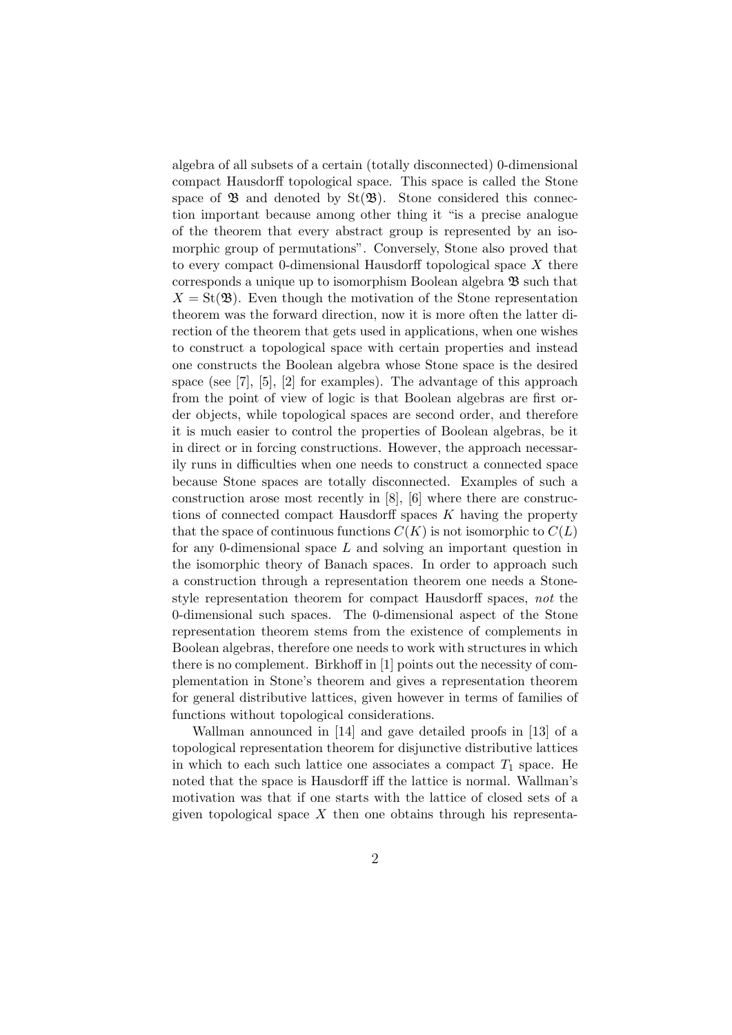algebra of all subsets of a certain (totally disconnected) 0-dimensional compact Hausdorff topological space. This space is called the Stone space of $\mathfrak{B}$ and denoted by $\mathrm{St}(\mathfrak{B})$. Stone considered this connection important because among other thing it "is a precise analogue of the theorem that every abstract group is represented by an isomorphic group of permutations". Conversely, Stone also proved that to every compact 0-dimensional Hausdorff topological space $X$ there corresponds a unique up to isomorphism Boolean algebra $\mathfrak{B}$ such that $X = \mathrm{St}(\mathfrak{B})$. Even though the motivation of the Stone representation theorem was the forward direction, now it is more often the latter direction of the theorem that gets used in applications, when one wishes to construct a topological space with certain properties and instead one constructs the Boolean algebra whose Stone space is the desired space (see [7], [5], [2] for examples). The advantage of this approach from the point of view of logic is that Boolean algebras are first order objects, while topological spaces are second order, and therefore it is much easier to control the properties of Boolean algebras, be it in direct or in forcing constructions. However, the approach necessarily runs in difficulties when one needs to construct a connected space because Stone spaces are totally disconnected. Examples of such a construction arose most recently in [8], [6] where there are constructions of connected compact Hausdorff spaces $K$ having the property that the space of continuous functions $C(K)$ is not isomorphic to $C(L)$ for any 0-dimensional space $L$ and solving an important question in the isomorphic theory of Banach spaces. In order to approach such a construction through a representation theorem one needs a Stone-style representation theorem for compact Hausdorff spaces, *not* the 0-dimensional such spaces. The 0-dimensional aspect of the Stone representation theorem stems from the existence of complements in Boolean algebras, therefore one needs to work with structures in which there is no complement. Birkhoff in [1] points out the necessity of complementation in Stone's theorem and gives a representation theorem for general distributive lattices, given however in terms of families of functions without topological considerations.

Wallman announced in [14] and gave detailed proofs in [13] of a topological representation theorem for disjunctive distributive lattices in which to each such lattice one associates a compact $T_1$ space. He noted that the space is Hausdorff iff the lattice is normal. Wallman's motivation was that if one starts with the lattice of closed sets of a given topological space $X$ then one obtains through his representa-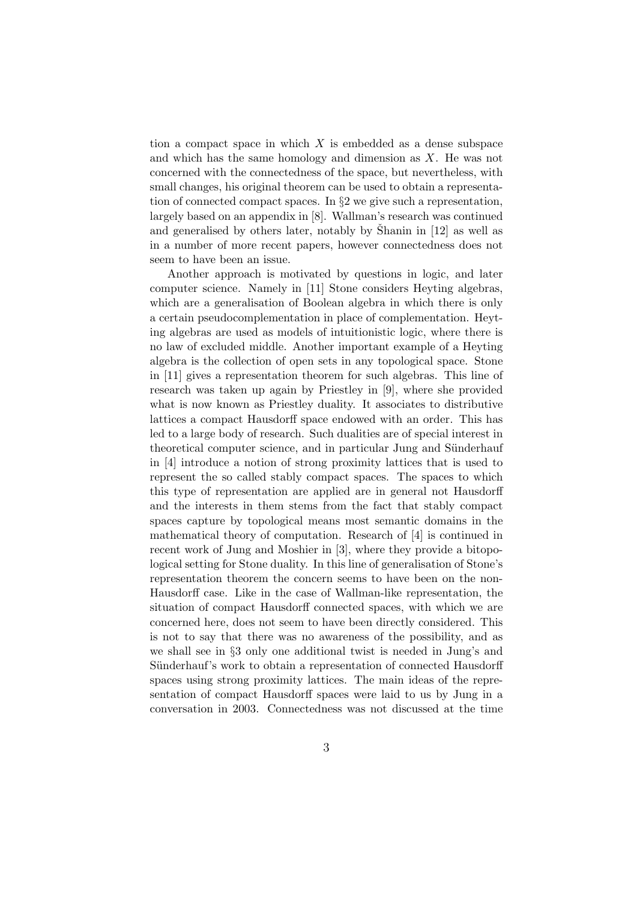tion a compact space in which $X$ is embedded as a dense subspace and which has the same homology and dimension as $X$. He was not concerned with the connectedness of the space, but nevertheless, with small changes, his original theorem can be used to obtain a representation of connected compact spaces. In §2 we give such a representation, largely based on an appendix in [8]. Wallman's research was continued and generalised by others later, notably by Šhanin in [12] as well as in a number of more recent papers, however connectedness does not seem to have been an issue.

Another approach is motivated by questions in logic, and later computer science. Namely in [11] Stone considers Heyting algebras, which are a generalisation of Boolean algebra in which there is only a certain pseudocomplementation in place of complementation. Heyting algebras are used as models of intuitionistic logic, where there is no law of excluded middle. Another important example of a Heyting algebra is the collection of open sets in any topological space. Stone in [11] gives a representation theorem for such algebras. This line of research was taken up again by Priestley in [9], where she provided what is now known as Priestley duality. It associates to distributive lattices a compact Hausdorff space endowed with an order. This has led to a large body of research. Such dualities are of special interest in theoretical computer science, and in particular Jung and Sünderhauf in [4] introduce a notion of strong proximity lattices that is used to represent the so called stably compact spaces. The spaces to which this type of representation are applied are in general not Hausdorff and the interests in them stems from the fact that stably compact spaces capture by topological means most semantic domains in the mathematical theory of computation. Research of [4] is continued in recent work of Jung and Moshier in [3], where they provide a bitopological setting for Stone duality. In this line of generalisation of Stone's representation theorem the concern seems to have been on the non-Hausdorff case. Like in the case of Wallman-like representation, the situation of compact Hausdorff connected spaces, with which we are concerned here, does not seem to have been directly considered. This is not to say that there was no awareness of the possibility, and as we shall see in §3 only one additional twist is needed in Jung's and Sünderhauf's work to obtain a representation of connected Hausdorff spaces using strong proximity lattices. The main ideas of the representation of compact Hausdorff spaces were laid to us by Jung in a conversation in 2003. Connectedness was not discussed at the time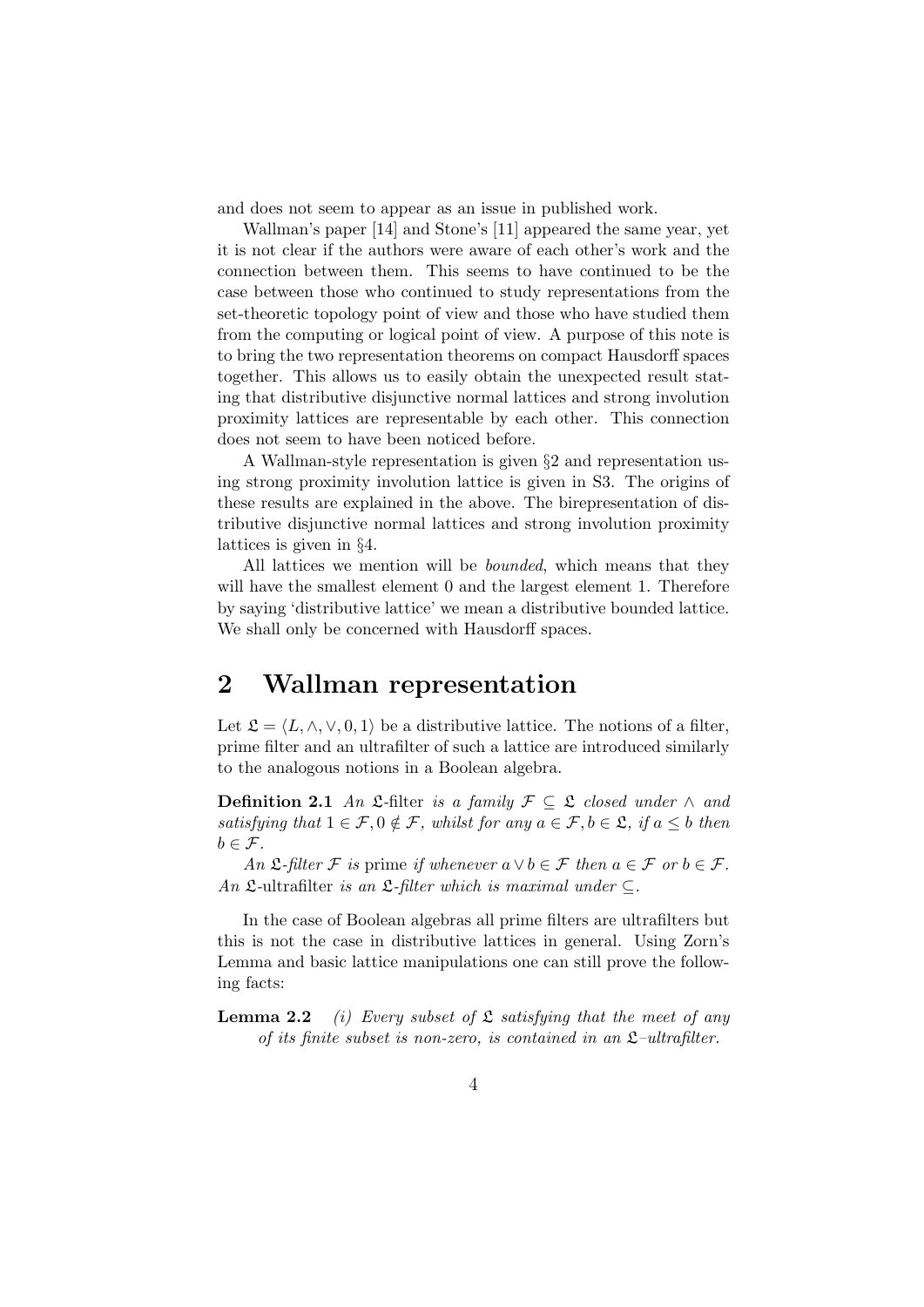and does not seem to appear as an issue in published work.

Wallman's paper [14] and Stone's [11] appeared the same year, yet it is not clear if the authors were aware of each other's work and the connection between them. This seems to have continued to be the case between those who continued to study representations from the set-theoretic topology point of view and those who have studied them from the computing or logical point of view. A purpose of this note is to bring the two representation theorems on compact Hausdorff spaces together. This allows us to easily obtain the unexpected result stating that distributive disjunctive normal lattices and strong involution proximity lattices are representable by each other. This connection does not seem to have been noticed before.

A Wallman-style representation is given §2 and representation using strong proximity involution lattice is given in S3. The origins of these results are explained in the above. The birepresentation of distributive disjunctive normal lattices and strong involution proximity lattices is given in §4.

All lattices we mention will be *bounded*, which means that they will have the smallest element 0 and the largest element 1. Therefore by saying 'distributive lattice' we mean a distributive bounded lattice. We shall only be concerned with Hausdorff spaces.

# 2 Wallman representation

Let $\mathfrak{L} = \langle L, \wedge, \vee, 0, 1 \rangle$ be a distributive lattice. The notions of a filter, prime filter and an ultrafilter of such a lattice are introduced similarly to the analogous notions in a Boolean algebra.

**Definition 2.1** *An* $\mathfrak{L}$-filter *is a family* $\mathcal{F} \subseteq \mathfrak{L}$ *closed under* $\wedge$ *and satisfying that* $1 \in \mathcal{F}, 0 \notin \mathcal{F}$*, whilst for any* $a \in \mathcal{F}, b \in \mathfrak{L}$*, if* $a \leq b$ *then* $b \in \mathcal{F}$.

*An* $\mathfrak{L}$*-filter* $\mathcal{F}$ *is* prime *if whenever* $a \vee b \in \mathcal{F}$ *then* $a \in \mathcal{F}$ *or* $b \in \mathcal{F}$. *An* $\mathfrak{L}$-ultrafilter *is an* $\mathfrak{L}$*-filter which is maximal under* $\subseteq$.

In the case of Boolean algebras all prime filters are ultrafilters but this is not the case in distributive lattices in general. Using Zorn's Lemma and basic lattice manipulations one can still prove the following facts:

**Lemma 2.2** *(i) Every subset of* $\mathfrak{L}$ *satisfying that the meet of any of its finite subset is non-zero, is contained in an* $\mathfrak{L}$*–ultrafilter.*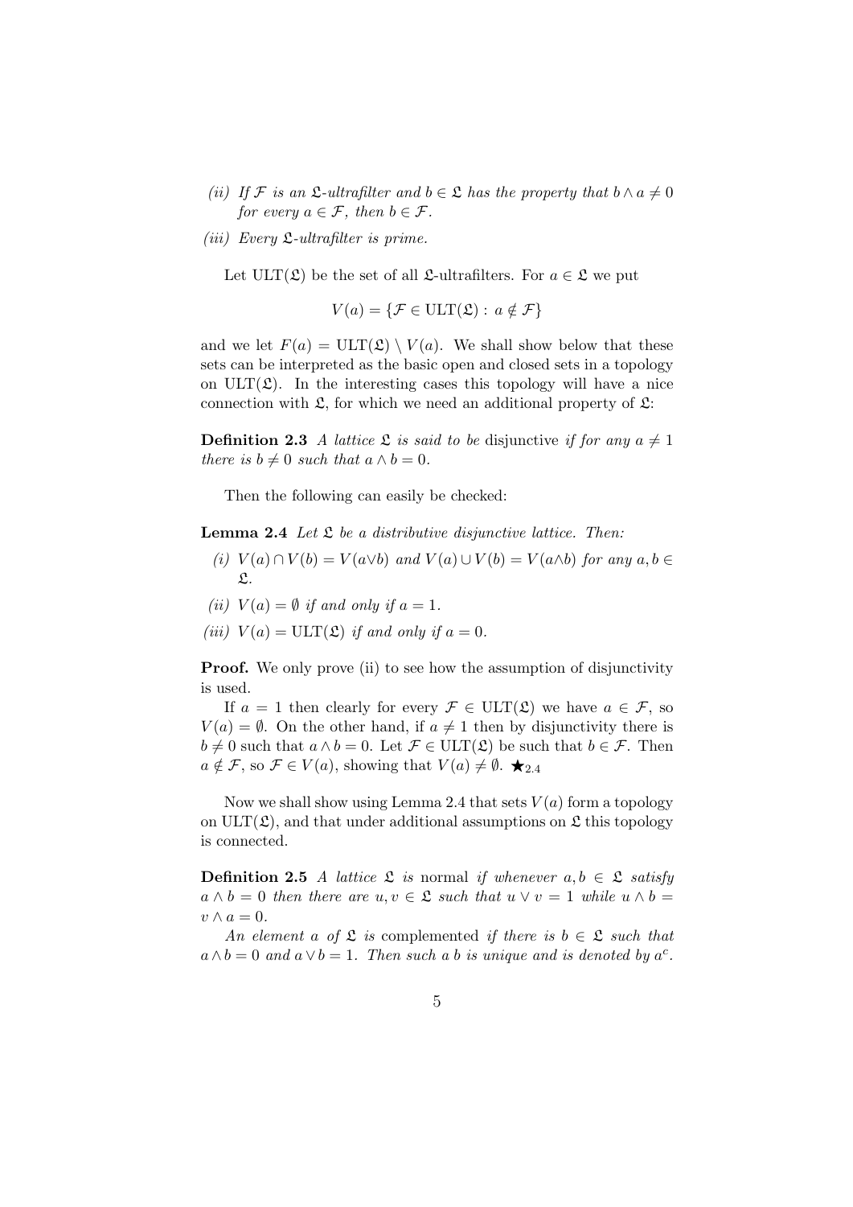*(ii) If $\mathcal{F}$ is an $\mathfrak{L}$-ultrafilter and $b \in \mathfrak{L}$ has the property that $b \wedge a \neq 0$ for every $a \in \mathcal{F}$, then $b \in \mathcal{F}$.*

*(iii) Every $\mathfrak{L}$-ultrafilter is prime.*

Let $\mathrm{ULT}(\mathfrak{L})$ be the set of all $\mathfrak{L}$-ultrafilters. For $a \in \mathfrak{L}$ we put

$$V(a) = \{\mathcal{F} \in \mathrm{ULT}(\mathfrak{L}) : a \notin \mathcal{F}\}$$

and we let $F(a) = \mathrm{ULT}(\mathfrak{L}) \setminus V(a)$. We shall show below that these sets can be interpreted as the basic open and closed sets in a topology on $\mathrm{ULT}(\mathfrak{L})$. In the interesting cases this topology will have a nice connection with $\mathfrak{L}$, for which we need an additional property of $\mathfrak{L}$:

**Definition 2.3** *A lattice $\mathfrak{L}$ is said to be* disjunctive *if for any $a \neq 1$ there is $b \neq 0$ such that $a \wedge b = 0$.*

Then the following can easily be checked:

**Lemma 2.4** *Let $\mathfrak{L}$ be a distributive disjunctive lattice. Then:*

*(i) $V(a) \cap V(b) = V(a \vee b)$ and $V(a) \cup V(b) = V(a \wedge b)$ for any $a, b \in \mathfrak{L}$.*

*(ii) $V(a) = \emptyset$ if and only if $a = 1$.*

*(iii) $V(a) = \mathrm{ULT}(\mathfrak{L})$ if and only if $a = 0$.*

**Proof.** We only prove (ii) to see how the assumption of disjunctivity is used.

If $a = 1$ then clearly for every $\mathcal{F} \in \mathrm{ULT}(\mathfrak{L})$ we have $a \in \mathcal{F}$, so $V(a) = \emptyset$. On the other hand, if $a \neq 1$ then by disjunctivity there is $b \neq 0$ such that $a \wedge b = 0$. Let $\mathcal{F} \in \mathrm{ULT}(\mathfrak{L})$ be such that $b \in \mathcal{F}$. Then $a \notin \mathcal{F}$, so $\mathcal{F} \in V(a)$, showing that $V(a) \neq \emptyset$. $\bigstar_{2.4}$

Now we shall show using Lemma 2.4 that sets $V(a)$ form a topology on $\mathrm{ULT}(\mathfrak{L})$, and that under additional assumptions on $\mathfrak{L}$ this topology is connected.

**Definition 2.5** *A lattice $\mathfrak{L}$ is* normal *if whenever $a, b \in \mathfrak{L}$ satisfy $a \wedge b = 0$ then there are $u, v \in \mathfrak{L}$ such that $u \vee v = 1$ while $u \wedge b = v \wedge a = 0$.*

*An element $a$ of $\mathfrak{L}$ is* complemented *if there is $b \in \mathfrak{L}$ such that $a \wedge b = 0$ and $a \vee b = 1$. Then such a $b$ is unique and is denoted by $a^c$.*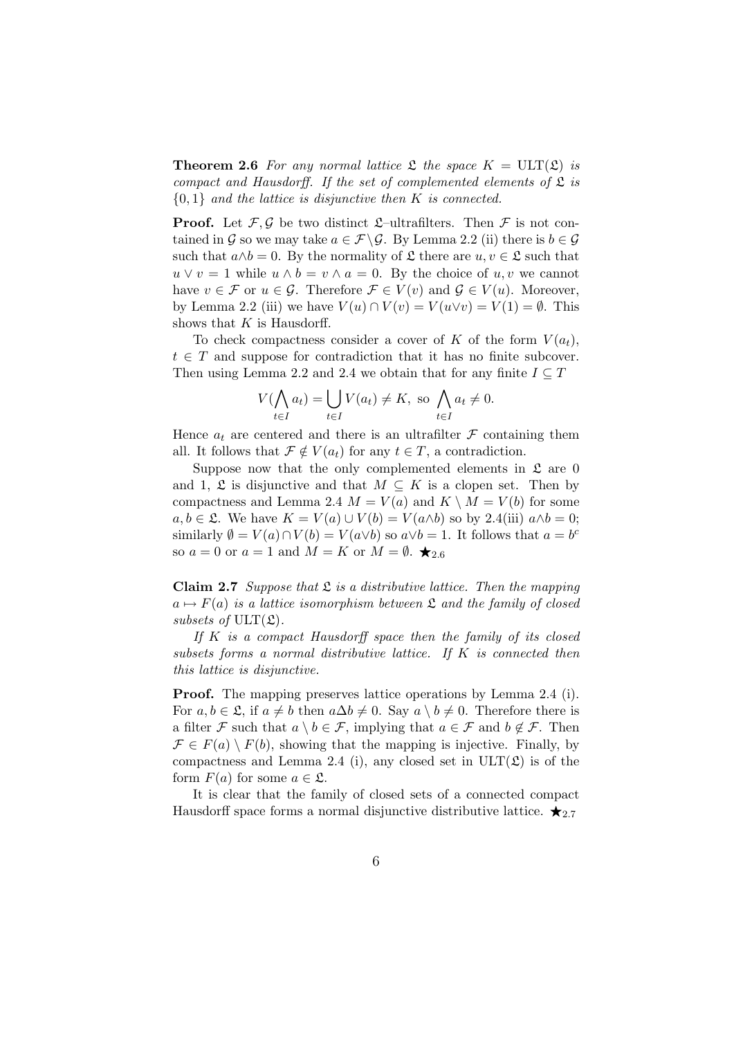**Theorem 2.6** *For any normal lattice $\mathfrak{L}$ the space $K = \mathrm{ULT}(\mathfrak{L})$ is compact and Hausdorff. If the set of complemented elements of $\mathfrak{L}$ is $\{0, 1\}$ and the lattice is disjunctive then $K$ is connected.*

**Proof.** Let $\mathcal{F}, \mathcal{G}$ be two distinct $\mathfrak{L}$–ultrafilters. Then $\mathcal{F}$ is not contained in $\mathcal{G}$ so we may take $a \in \mathcal{F} \setminus \mathcal{G}$. By Lemma 2.2 (ii) there is $b \in \mathcal{G}$ such that $a \wedge b = 0$. By the normality of $\mathfrak{L}$ there are $u, v \in \mathfrak{L}$ such that $u \vee v = 1$ while $u \wedge b = v \wedge a = 0$. By the choice of $u, v$ we cannot have $v \in \mathcal{F}$ or $u \in \mathcal{G}$. Therefore $\mathcal{F} \in V(v)$ and $\mathcal{G} \in V(u)$. Moreover, by Lemma 2.2 (iii) we have $V(u) \cap V(v) = V(u \vee v) = V(1) = \emptyset$. This shows that $K$ is Hausdorff.

To check compactness consider a cover of $K$ of the form $V(a_t)$, $t \in T$ and suppose for contradiction that it has no finite subcover. Then using Lemma 2.2 and 2.4 we obtain that for any finite $I \subseteq T$

$$V(\bigwedge_{t \in I} a_t) = \bigcup_{t \in I} V(a_t) \neq K, \text{ so } \bigwedge_{t \in I} a_t \neq 0.$$

Hence $a_t$ are centered and there is an ultrafilter $\mathcal{F}$ containing them all. It follows that $\mathcal{F} \notin V(a_t)$ for any $t \in T$, a contradiction.

Suppose now that the only complemented elements in $\mathfrak{L}$ are 0 and 1, $\mathfrak{L}$ is disjunctive and that $M \subseteq K$ is a clopen set. Then by compactness and Lemma 2.4 $M = V(a)$ and $K \setminus M = V(b)$ for some $a, b \in \mathfrak{L}$. We have $K = V(a) \cup V(b) = V(a \wedge b)$ so by 2.4(iii) $a \wedge b = 0$; similarly $\emptyset = V(a) \cap V(b) = V(a \vee b)$ so $a \vee b = 1$. It follows that $a = b^c$ so $a = 0$ or $a = 1$ and $M = K$ or $M = \emptyset$. $\bigstar_{2.6}$

**Claim 2.7** *Suppose that $\mathfrak{L}$ is a distributive lattice. Then the mapping $a \mapsto F(a)$ is a lattice isomorphism between $\mathfrak{L}$ and the family of closed subsets of $\mathrm{ULT}(\mathfrak{L})$.*

*If $K$ is a compact Hausdorff space then the family of its closed subsets forms a normal distributive lattice. If $K$ is connected then this lattice is disjunctive.*

**Proof.** The mapping preserves lattice operations by Lemma 2.4 (i). For $a, b \in \mathfrak{L}$, if $a \neq b$ then $a \Delta b \neq 0$. Say $a \setminus b \neq 0$. Therefore there is a filter $\mathcal{F}$ such that $a \setminus b \in \mathcal{F}$, implying that $a \in \mathcal{F}$ and $b \notin \mathcal{F}$. Then $\mathcal{F} \in F(a) \setminus F(b)$, showing that the mapping is injective. Finally, by compactness and Lemma 2.4 (i), any closed set in $\mathrm{ULT}(\mathfrak{L})$ is of the form $F(a)$ for some $a \in \mathfrak{L}$.

It is clear that the family of closed sets of a connected compact Hausdorff space forms a normal disjunctive distributive lattice. $\bigstar_{2.7}$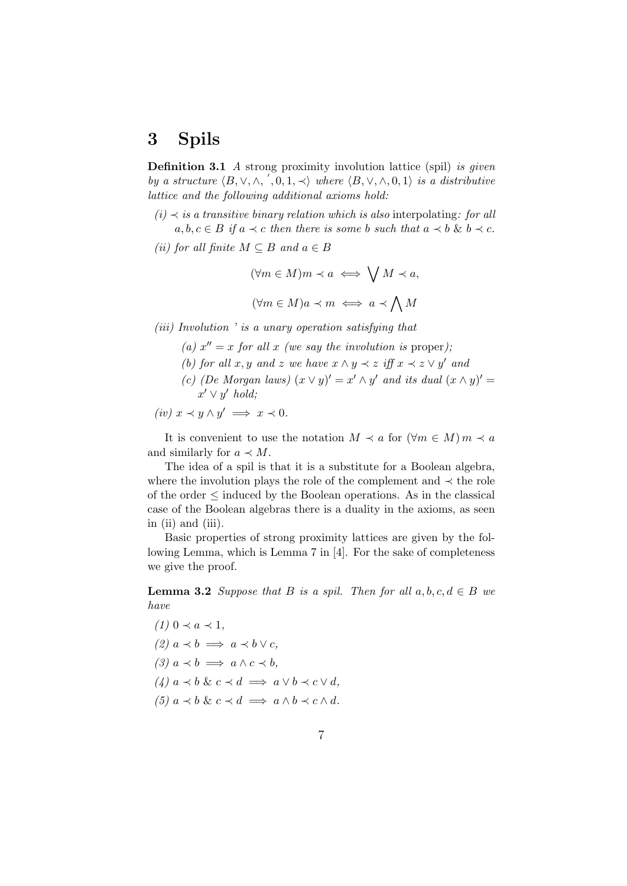## 3 Spils

**Definition 3.1** *A* strong proximity involution lattice (spil) *is given by a structure* $\langle B, \vee, \wedge, {}', 0, 1, \prec\rangle$ *where* $\langle B, \vee, \wedge, 0, 1\rangle$ *is a distributive lattice and the following additional axioms hold:*

*(i)* $\prec$ *is a transitive binary relation which is also* interpolating*: for all* $a, b, c \in B$ *if* $a \prec c$ *then there is some* $b$ *such that* $a \prec b$ & $b \prec c$.

*(ii) for all finite* $M \subseteq B$ *and* $a \in B$

$$(\forall m \in M) m \prec a \iff \bigvee M \prec a,$$

$$(\forall m \in M) a \prec m \iff a \prec \bigwedge M$$

*(iii) Involution ' is a unary operation satisfying that*

*(a)* $x'' = x$ *for all* $x$ *(we say the involution is* proper*);*

*(b) for all* $x, y$ *and* $z$ *we have* $x \wedge y \prec z$ *iff* $x \prec z \vee y'$ *and*

*(c) (De Morgan laws)* $(x \vee y)' = x' \wedge y'$ *and its dual* $(x \wedge y)' = x' \vee y'$ *hold;*

*(iv)* $x \prec y \wedge y' \implies x \prec 0$.

It is convenient to use the notation $M \prec a$ for $(\forall m \in M)\, m \prec a$ and similarly for $a \prec M$.

The idea of a spil is that it is a substitute for a Boolean algebra, where the involution plays the role of the complement and $\prec$ the role of the order $\leq$ induced by the Boolean operations. As in the classical case of the Boolean algebras there is a duality in the axioms, as seen in (ii) and (iii).

Basic properties of strong proximity lattices are given by the following Lemma, which is Lemma 7 in [4]. For the sake of completeness we give the proof.

**Lemma 3.2** *Suppose that* $B$ *is a spil. Then for all* $a, b, c, d \in B$ *we have*

*(1)* $0 \prec a \prec 1$,

*(2)* $a \prec b \implies a \prec b \vee c$,

*(3)* $a \prec b \implies a \wedge c \prec b$,

*(4)* $a \prec b$ & $c \prec d \implies a \vee b \prec c \vee d$,

*(5)* $a \prec b$ & $c \prec d \implies a \wedge b \prec c \wedge d$.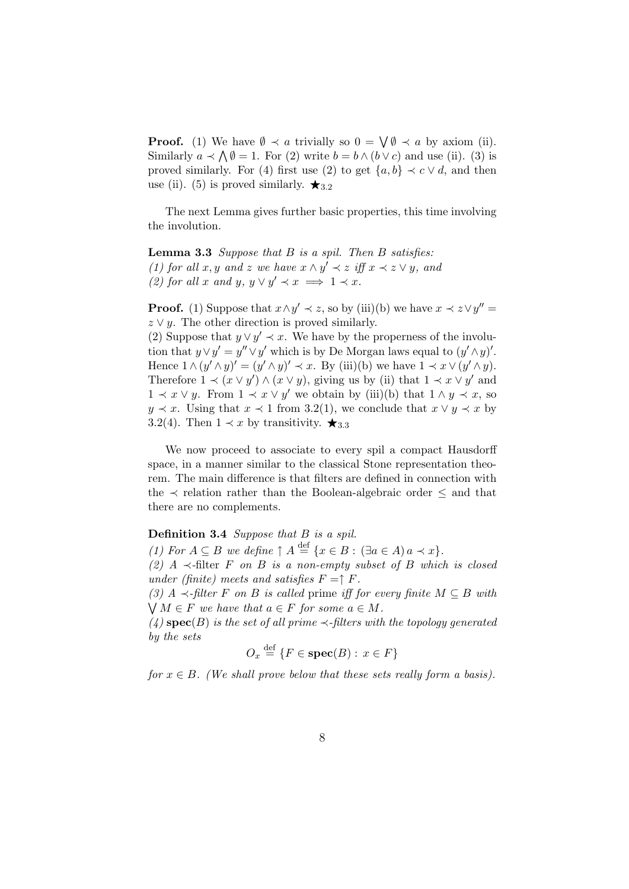**Proof.** (1) We have $\emptyset \prec a$ trivially so $0 = \bigvee \emptyset \prec a$ by axiom (ii). Similarly $a \prec \bigwedge \emptyset = 1$. For (2) write $b = b \wedge (b \vee c)$ and use (ii). (3) is proved similarly. For (4) first use (2) to get $\{a, b\} \prec c \vee d$, and then use (ii). (5) is proved similarly. $\bigstar_{3.2}$

The next Lemma gives further basic properties, this time involving the involution.

**Lemma 3.3** *Suppose that $B$ is a spil. Then $B$ satisfies:*
*(1) for all $x, y$ and $z$ we have $x \wedge y' \prec z$ iff $x \prec z \vee y$, and*
*(2) for all $x$ and $y$, $y \vee y' \prec x \implies 1 \prec x$.*

**Proof.** (1) Suppose that $x \wedge y' \prec z$, so by (iii)(b) we have $x \prec z \vee y'' = z \vee y$. The other direction is proved similarly.
(2) Suppose that $y \vee y' \prec x$. We have by the properness of the involution that $y \vee y' = y'' \vee y'$ which is by De Morgan laws equal to $(y' \wedge y)'$. Hence $1 \wedge (y' \wedge y)' = (y' \wedge y)' \prec x$. By (iii)(b) we have $1 \prec x \vee (y' \wedge y)$. Therefore $1 \prec (x \vee y') \wedge (x \vee y)$, giving us by (ii) that $1 \prec x \vee y'$ and $1 \prec x \vee y$. From $1 \prec x \vee y'$ we obtain by (iii)(b) that $1 \wedge y \prec x$, so $y \prec x$. Using that $x \prec 1$ from 3.2(1), we conclude that $x \vee y \prec x$ by 3.2(4). Then $1 \prec x$ by transitivity. $\bigstar_{3.3}$

We now proceed to associate to every spil a compact Hausdorff space, in a manner similar to the classical Stone representation theorem. The main difference is that filters are defined in connection with the $\prec$ relation rather than the Boolean-algebraic order $\leq$ and that there are no complements.

**Definition 3.4** *Suppose that $B$ is a spil.*
*(1) For $A \subseteq B$ we define $\uparrow A \stackrel{\text{def}}{=} \{x \in B : (\exists a \in A)\, a \prec x\}$.*
*(2) A $\prec$-filter $F$ on $B$ is a non-empty subset of $B$ which is closed under (finite) meets and satisfies $F = \uparrow F$.*
*(3) A $\prec$-filter $F$ on $B$ is called* prime *iff for every finite $M \subseteq B$ with $\bigvee M \in F$ we have that $a \in F$ for some $a \in M$.*
*(4) $\mathbf{spec}(B)$ is the set of all prime $\prec$-filters with the topology generated by the sets*

$$O_x \stackrel{\text{def}}{=} \{F \in \mathbf{spec}(B) : x \in F\}$$

*for $x \in B$. (We shall prove below that these sets really form a basis).*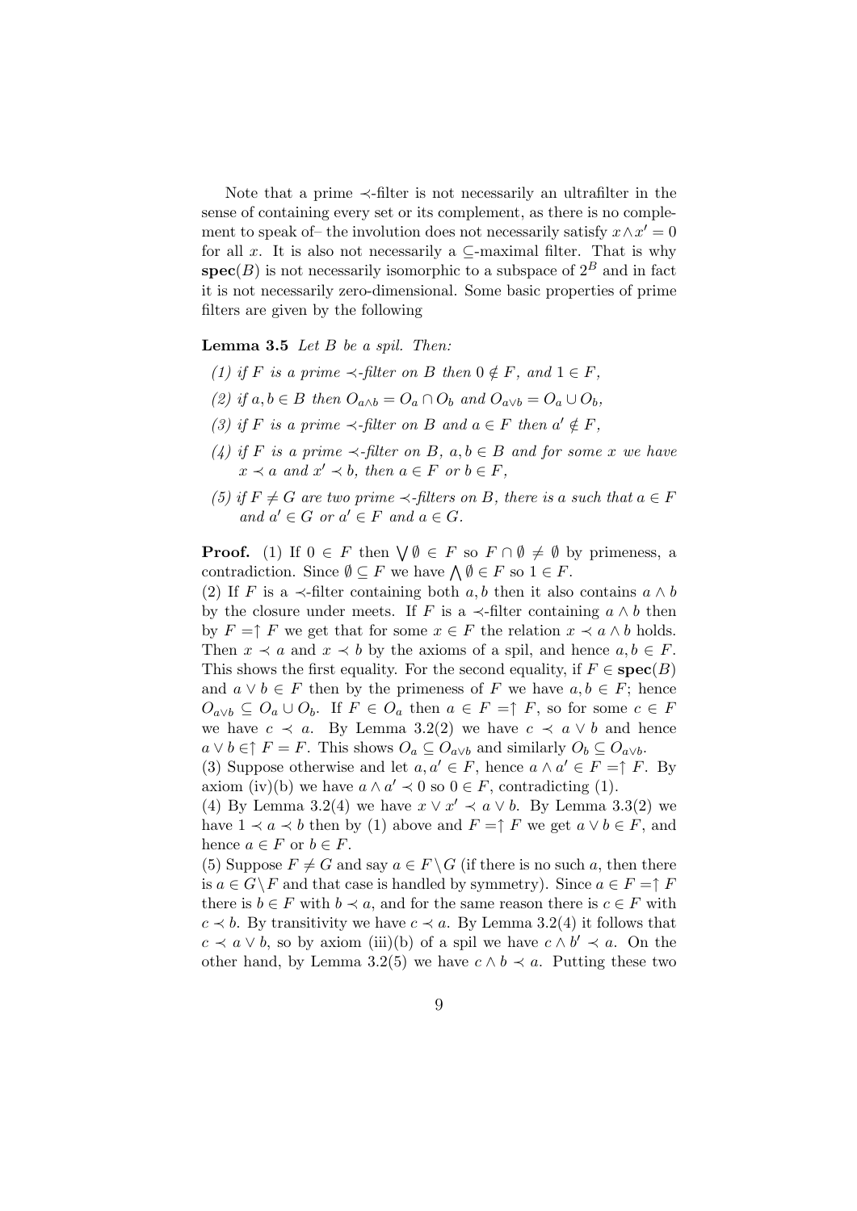Note that a prime $\prec$-filter is not necessarily an ultrafilter in the sense of containing every set or its complement, as there is no complement to speak of– the involution does not necessarily satisfy $x \wedge x' = 0$ for all $x$. It is also not necessarily a $\subseteq$-maximal filter. That is why $\mathbf{spec}(B)$ is not necessarily isomorphic to a subspace of $2^B$ and in fact it is not necessarily zero-dimensional. Some basic properties of prime filters are given by the following

**Lemma 3.5** *Let $B$ be a spil. Then:*

*(1) if $F$ is a prime $\prec$-filter on $B$ then $0 \notin F$, and $1 \in F$,*

*(2) if $a, b \in B$ then $O_{a \wedge b} = O_a \cap O_b$ and $O_{a \vee b} = O_a \cup O_b$,*

*(3) if $F$ is a prime $\prec$-filter on $B$ and $a \in F$ then $a' \notin F$,*

*(4) if $F$ is a prime $\prec$-filter on $B$, $a, b \in B$ and for some $x$ we have $x \prec a$ and $x' \prec b$, then $a \in F$ or $b \in F$,*

*(5) if $F \neq G$ are two prime $\prec$-filters on $B$, there is $a$ such that $a \in F$ and $a' \in G$ or $a' \in F$ and $a \in G$.*

**Proof.** (1) If $0 \in F$ then $\bigvee \emptyset \in F$ so $F \cap \emptyset \neq \emptyset$ by primeness, a contradiction. Since $\emptyset \subseteq F$ we have $\bigwedge \emptyset \in F$ so $1 \in F$.

(2) If $F$ is a $\prec$-filter containing both $a, b$ then it also contains $a \wedge b$ by the closure under meets. If $F$ is a $\prec$-filter containing $a \wedge b$ then by $F = \uparrow F$ we get that for some $x \in F$ the relation $x \prec a \wedge b$ holds. Then $x \prec a$ and $x \prec b$ by the axioms of a spil, and hence $a, b \in F$. This shows the first equality. For the second equality, if $F \in \mathbf{spec}(B)$ and $a \vee b \in F$ then by the primeness of $F$ we have $a, b \in F$; hence $O_{a \vee b} \subseteq O_a \cup O_b$. If $F \in O_a$ then $a \in F = \uparrow F$, so for some $c \in F$ we have $c \prec a$. By Lemma 3.2(2) we have $c \prec a \vee b$ and hence $a \vee b \in \uparrow F = F$. This shows $O_a \subseteq O_{a \vee b}$ and similarly $O_b \subseteq O_{a \vee b}$.

(3) Suppose otherwise and let $a, a' \in F$, hence $a \wedge a' \in F = \uparrow F$. By axiom (iv)(b) we have $a \wedge a' \prec 0$ so $0 \in F$, contradicting (1).

(4) By Lemma 3.2(4) we have $x \vee x' \prec a \vee b$. By Lemma 3.3(2) we have $1 \prec a \prec b$ then by (1) above and $F = \uparrow F$ we get $a \vee b \in F$, and hence $a \in F$ or $b \in F$.

(5) Suppose $F \neq G$ and say $a \in F \setminus G$ (if there is no such $a$, then there is $a \in G \setminus F$ and that case is handled by symmetry). Since $a \in F = \uparrow F$ there is $b \in F$ with $b \prec a$, and for the same reason there is $c \in F$ with $c \prec b$. By transitivity we have $c \prec a$. By Lemma 3.2(4) it follows that $c \prec a \vee b$, so by axiom (iii)(b) of a spil we have $c \wedge b' \prec a$. On the other hand, by Lemma 3.2(5) we have $c \wedge b \prec a$. Putting these two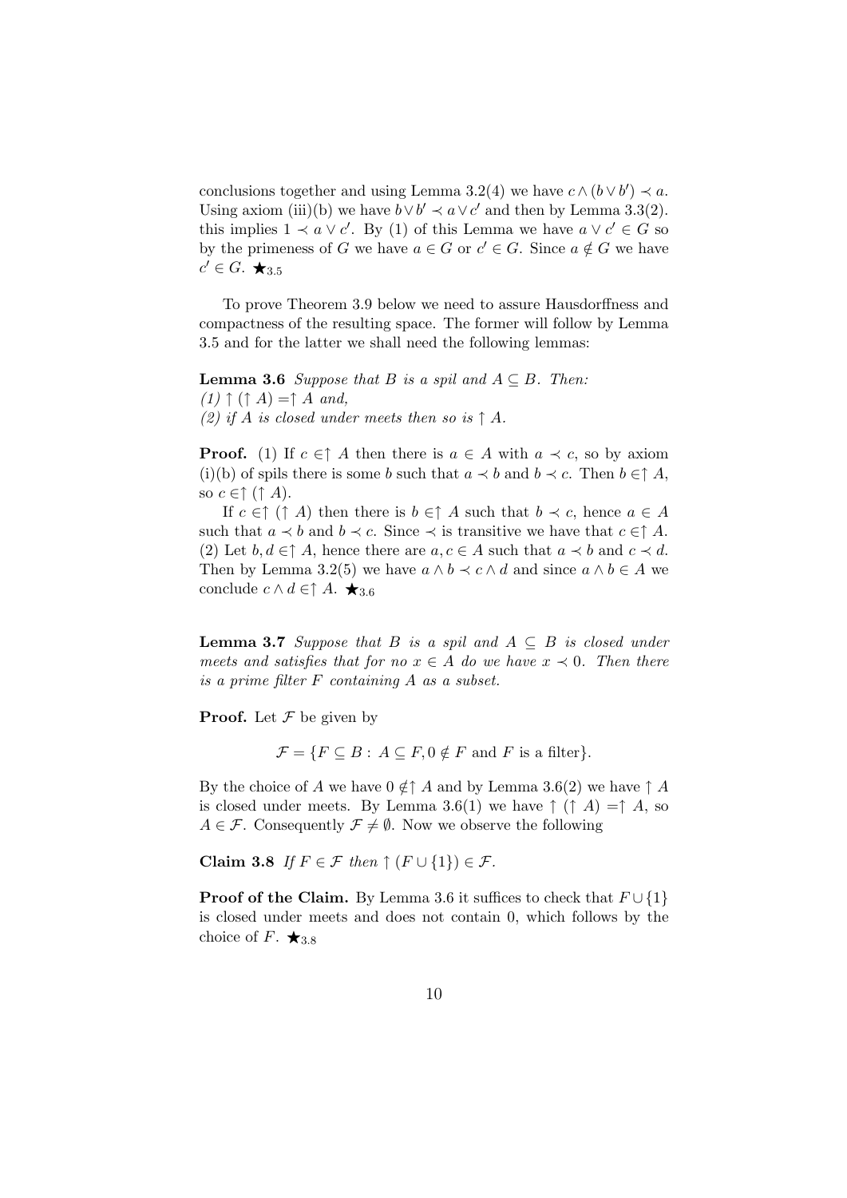conclusions together and using Lemma 3.2(4) we have $c \wedge (b \vee b') \prec a$. Using axiom (iii)(b) we have $b \vee b' \prec a \vee c'$ and then by Lemma 3.3(2). this implies $1 \prec a \vee c'$. By (1) of this Lemma we have $a \vee c' \in G$ so by the primeness of $G$ we have $a \in G$ or $c' \in G$. Since $a \notin G$ we have $c' \in G$. $\bigstar_{3.5}$

To prove Theorem 3.9 below we need to assure Hausdorffness and compactness of the resulting space. The former will follow by Lemma 3.5 and for the latter we shall need the following lemmas:

**Lemma 3.6** *Suppose that $B$ is a spil and $A \subseteq B$. Then:*
*(1) $\uparrow (\uparrow A) = \uparrow A$ and,*
*(2) if $A$ is closed under meets then so is $\uparrow A$.*

**Proof.** (1) If $c \in \uparrow A$ then there is $a \in A$ with $a \prec c$, so by axiom (i)(b) of spils there is some $b$ such that $a \prec b$ and $b \prec c$. Then $b \in \uparrow A$, so $c \in \uparrow (\uparrow A)$.

If $c \in \uparrow (\uparrow A)$ then there is $b \in \uparrow A$ such that $b \prec c$, hence $a \in A$ such that $a \prec b$ and $b \prec c$. Since $\prec$ is transitive we have that $c \in \uparrow A$.
(2) Let $b, d \in \uparrow A$, hence there are $a, c \in A$ such that $a \prec b$ and $c \prec d$. Then by Lemma 3.2(5) we have $a \wedge b \prec c \wedge d$ and since $a \wedge b \in A$ we conclude $c \wedge d \in \uparrow A$. $\bigstar_{3.6}$

**Lemma 3.7** *Suppose that $B$ is a spil and $A \subseteq B$ is closed under meets and satisfies that for no $x \in A$ do we have $x \prec 0$. Then there is a prime filter $F$ containing $A$ as a subset.*

**Proof.** Let $\mathcal{F}$ be given by

$$\mathcal{F} = \{F \subseteq B : A \subseteq F, 0 \notin F \text{ and } F \text{ is a filter}\}.$$

By the choice of $A$ we have $0 \notin \uparrow A$ and by Lemma 3.6(2) we have $\uparrow A$ is closed under meets. By Lemma 3.6(1) we have $\uparrow (\uparrow A) = \uparrow A$, so $A \in \mathcal{F}$. Consequently $\mathcal{F} \neq \emptyset$. Now we observe the following

**Claim 3.8** *If $F \in \mathcal{F}$ then $\uparrow (F \cup \{1\}) \in \mathcal{F}$.*

**Proof of the Claim.** By Lemma 3.6 it suffices to check that $F \cup \{1\}$ is closed under meets and does not contain 0, which follows by the choice of $F$. $\bigstar_{3.8}$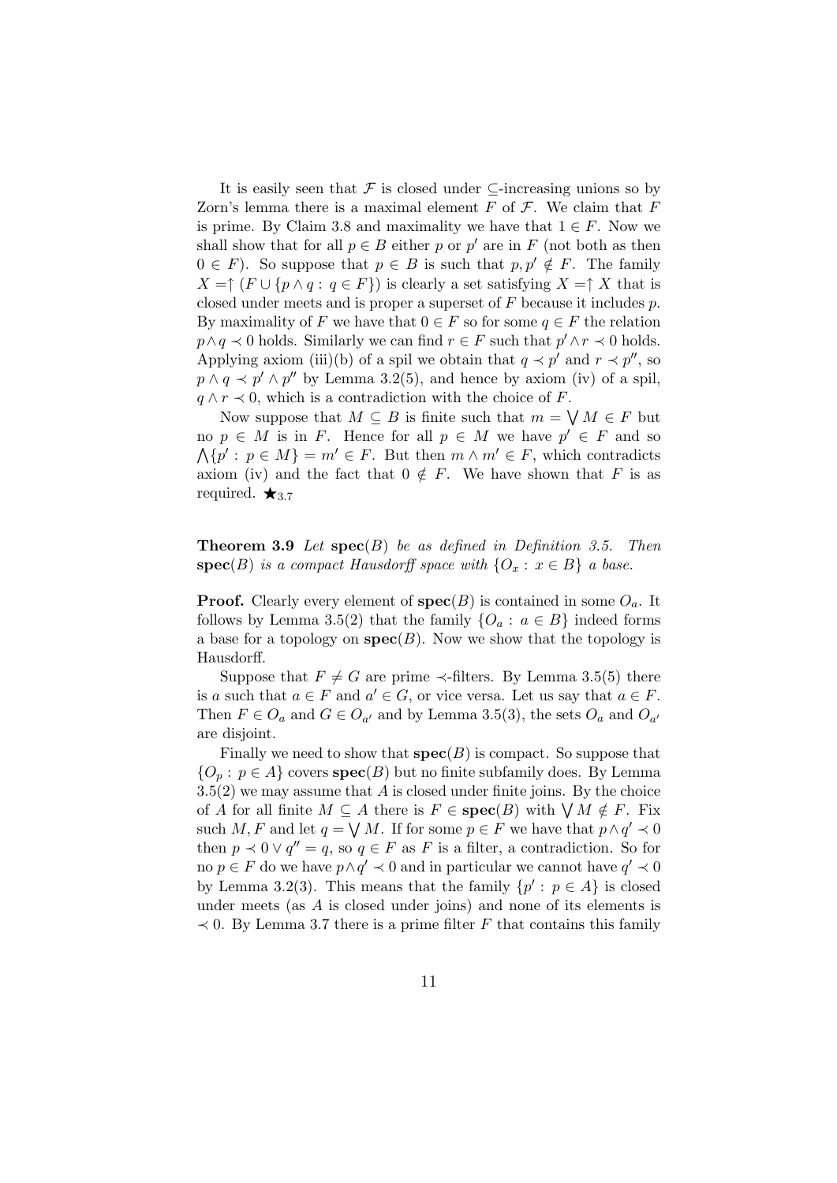It is easily seen that $\mathcal{F}$ is closed under $\subseteq$-increasing unions so by Zorn's lemma there is a maximal element $F$ of $\mathcal{F}$. We claim that $F$ is prime. By Claim 3.8 and maximality we have that $1 \in F$. Now we shall show that for all $p \in B$ either $p$ or $p'$ are in $F$ (not both as then $0 \in F$). So suppose that $p \in B$ is such that $p, p' \notin F$. The family $X = \uparrow (F \cup \{p \wedge q : q \in F\})$ is clearly a set satisfying $X = \uparrow X$ that is closed under meets and is proper a superset of $F$ because it includes $p$. By maximality of $F$ we have that $0 \in F$ so for some $q \in F$ the relation $p \wedge q \prec 0$ holds. Similarly we can find $r \in F$ such that $p' \wedge r \prec 0$ holds. Applying axiom (iii)(b) of a spil we obtain that $q \prec p'$ and $r \prec p''$, so $p \wedge q \prec p' \wedge p''$ by Lemma 3.2(5), and hence by axiom (iv) of a spil, $q \wedge r \prec 0$, which is a contradiction with the choice of $F$.

Now suppose that $M \subseteq B$ is finite such that $m = \bigvee M \in F$ but no $p \in M$ is in $F$. Hence for all $p \in M$ we have $p' \in F$ and so $\bigwedge \{p' : p \in M\} = m' \in F$. But then $m \wedge m' \in F$, which contradicts axiom (iv) and the fact that $0 \notin F$. We have shown that $F$ is as required. $\bigstar_{3.7}$

**Theorem 3.9** *Let* $\mathbf{spec}(B)$ *be as defined in Definition 3.5. Then* $\mathbf{spec}(B)$ *is a compact Hausdorff space with* $\{O_x : x \in B\}$ *a base.*

**Proof.** Clearly every element of $\mathbf{spec}(B)$ is contained in some $O_a$. It follows by Lemma 3.5(2) that the family $\{O_a : a \in B\}$ indeed forms a base for a topology on $\mathbf{spec}(B)$. Now we show that the topology is Hausdorff.

Suppose that $F \neq G$ are prime $\prec$-filters. By Lemma 3.5(5) there is $a$ such that $a \in F$ and $a' \in G$, or vice versa. Let us say that $a \in F$. Then $F \in O_a$ and $G \in O_{a'}$ and by Lemma 3.5(3), the sets $O_a$ and $O_{a'}$ are disjoint.

Finally we need to show that $\mathbf{spec}(B)$ is compact. So suppose that $\{O_p : p \in A\}$ covers $\mathbf{spec}(B)$ but no finite subfamily does. By Lemma 3.5(2) we may assume that $A$ is closed under finite joins. By the choice of $A$ for all finite $M \subseteq A$ there is $F \in \mathbf{spec}(B)$ with $\bigvee M \notin F$. Fix such $M, F$ and let $q = \bigvee M$. If for some $p \in F$ we have that $p \wedge q' \prec 0$ then $p \prec 0 \vee q'' = q$, so $q \in F$ as $F$ is a filter, a contradiction. So for no $p \in F$ do we have $p \wedge q' \prec 0$ and in particular we cannot have $q' \prec 0$ by Lemma 3.2(3). This means that the family $\{p' : p \in A\}$ is closed under meets (as $A$ is closed under joins) and none of its elements is $\prec 0$. By Lemma 3.7 there is a prime filter $F$ that contains this family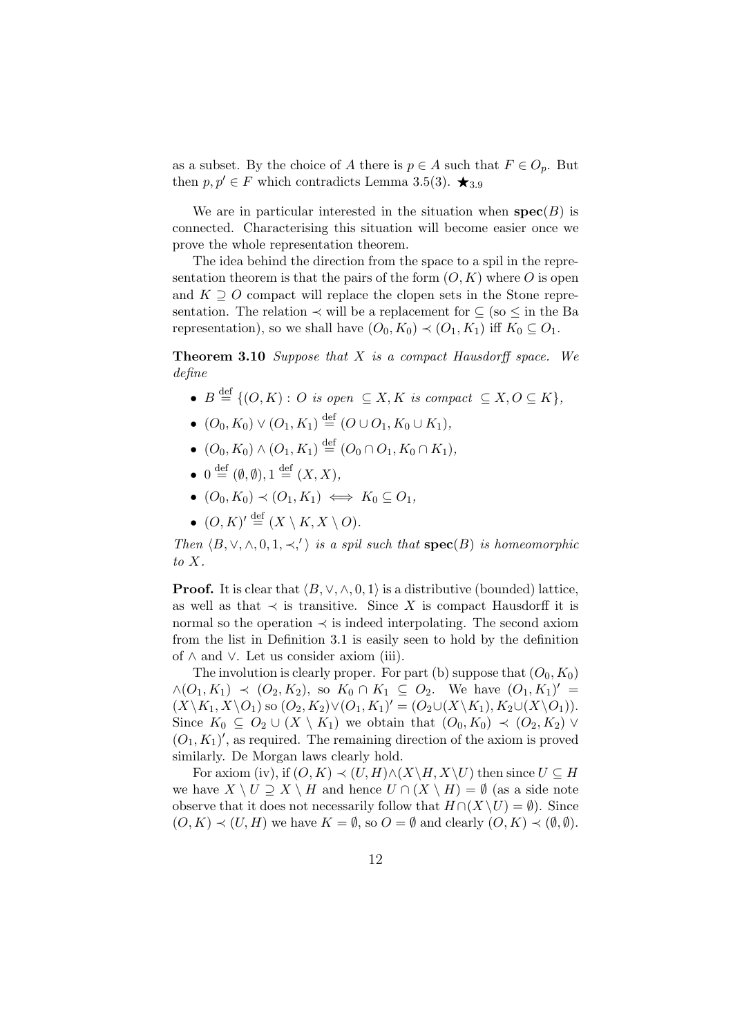as a subset. By the choice of $A$ there is $p \in A$ such that $F \in O_p$. But then $p, p' \in F$ which contradicts Lemma 3.5(3). $\bigstar_{3.9}$

We are in particular interested in the situation when $\mathbf{spec}(B)$ is connected. Characterising this situation will become easier once we prove the whole representation theorem.

The idea behind the direction from the space to a spil in the representation theorem is that the pairs of the form $(O, K)$ where $O$ is open and $K \supseteq O$ compact will replace the clopen sets in the Stone representation. The relation $\prec$ will be a replacement for $\subseteq$ (so $\leq$ in the Ba representation), so we shall have $(O_0, K_0) \prec (O_1, K_1)$ iff $K_0 \subseteq O_1$.

**Theorem 3.10** *Suppose that $X$ is a compact Hausdorff space. We define*

- $B \stackrel{\text{def}}{=} \{(O, K) : O \text{ is open } \subseteq X, K \text{ is compact } \subseteq X, O \subseteq K\}$,
- $(O_0, K_0) \vee (O_1, K_1) \stackrel{\text{def}}{=} (O \cup O_1, K_0 \cup K_1)$,
- $(O_0, K_0) \wedge (O_1, K_1) \stackrel{\text{def}}{=} (O_0 \cap O_1, K_0 \cap K_1)$,
- $0 \stackrel{\text{def}}{=} (\emptyset, \emptyset), 1 \stackrel{\text{def}}{=} (X, X)$,
- $(O_0, K_0) \prec (O_1, K_1) \iff K_0 \subseteq O_1$,
- $(O, K)' \stackrel{\text{def}}{=} (X \setminus K, X \setminus O)$.

*Then $\langle B, \vee, \wedge, 0, 1, \prec, ' \rangle$ is a spil such that $\mathbf{spec}(B)$ is homeomorphic to $X$.*

**Proof.** It is clear that $\langle B, \vee, \wedge, 0, 1 \rangle$ is a distributive (bounded) lattice, as well as that $\prec$ is transitive. Since $X$ is compact Hausdorff it is normal so the operation $\prec$ is indeed interpolating. The second axiom from the list in Definition 3.1 is easily seen to hold by the definition of $\wedge$ and $\vee$. Let us consider axiom (iii).

The involution is clearly proper. For part (b) suppose that $(O_0, K_0) \wedge (O_1, K_1) \prec (O_2, K_2)$, so $K_0 \cap K_1 \subseteq O_2$. We have $(O_1, K_1)' = (X \setminus K_1, X \setminus O_1)$ so $(O_2, K_2) \vee (O_1, K_1)' = (O_2 \cup (X \setminus K_1), K_2 \cup (X \setminus O_1))$. Since $K_0 \subseteq O_2 \cup (X \setminus K_1)$ we obtain that $(O_0, K_0) \prec (O_2, K_2) \vee (O_1, K_1)'$, as required. The remaining direction of the axiom is proved similarly. De Morgan laws clearly hold.

For axiom (iv), if $(O, K) \prec (U, H) \wedge (X \setminus H, X \setminus U)$ then since $U \subseteq H$ we have $X \setminus U \supseteq X \setminus H$ and hence $U \cap (X \setminus H) = \emptyset$ (as a side note observe that it does not necessarily follow that $H \cap (X \setminus U) = \emptyset$). Since $(O, K) \prec (U, H)$ we have $K = \emptyset$, so $O = \emptyset$ and clearly $(O, K) \prec (\emptyset, \emptyset)$.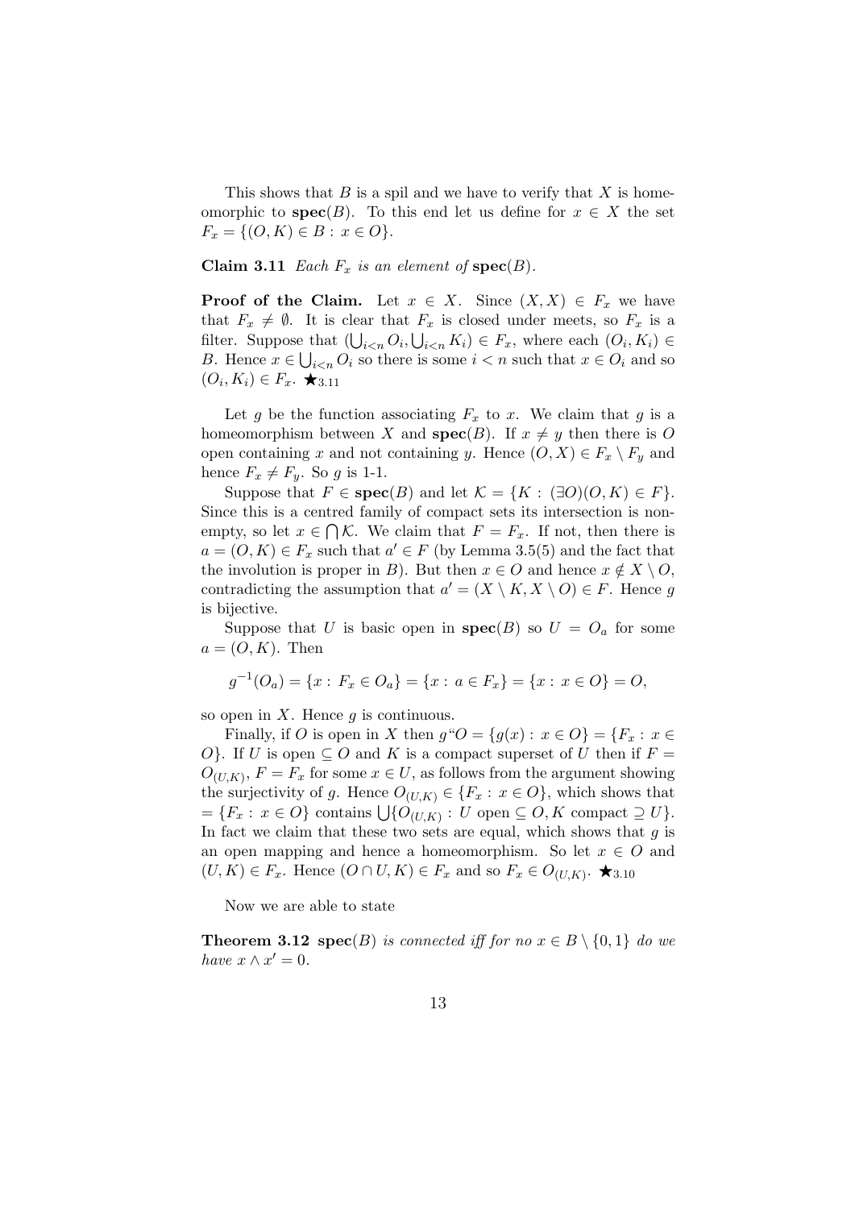This shows that $B$ is a spil and we have to verify that $X$ is homeomorphic to $\mathbf{spec}(B)$. To this end let us define for $x \in X$ the set $F_x = \{(O, K) \in B : x \in O\}$.

**Claim 3.11** *Each $F_x$ is an element of $\mathbf{spec}(B)$.*

**Proof of the Claim.** Let $x \in X$. Since $(X, X) \in F_x$ we have that $F_x \neq \emptyset$. It is clear that $F_x$ is closed under meets, so $F_x$ is a filter. Suppose that $(\bigcup_{i<n} O_i, \bigcup_{i<n} K_i) \in F_x$, where each $(O_i, K_i) \in B$. Hence $x \in \bigcup_{i<n} O_i$ so there is some $i < n$ such that $x \in O_i$ and so $(O_i, K_i) \in F_x$. $\bigstar_{3.11}$

Let $g$ be the function associating $F_x$ to $x$. We claim that $g$ is a homeomorphism between $X$ and $\mathbf{spec}(B)$. If $x \neq y$ then there is $O$ open containing $x$ and not containing $y$. Hence $(O, X) \in F_x \setminus F_y$ and hence $F_x \neq F_y$. So $g$ is 1-1.

Suppose that $F \in \mathbf{spec}(B)$ and let $\mathcal{K} = \{K : (\exists O)(O, K) \in F\}$. Since this is a centred family of compact sets its intersection is nonempty, so let $x \in \bigcap \mathcal{K}$. We claim that $F = F_x$. If not, then there is $a = (O, K) \in F_x$ such that $a' \in F$ (by Lemma 3.5(5) and the fact that the involution is proper in $B$). But then $x \in O$ and hence $x \notin X \setminus O$, contradicting the assumption that $a' = (X \setminus K, X \setminus O) \in F$. Hence $g$ is bijective.

Suppose that $U$ is basic open in $\mathbf{spec}(B)$ so $U = O_a$ for some $a = (O, K)$. Then

$$g^{-1}(O_a) = \{x : F_x \in O_a\} = \{x : a \in F_x\} = \{x : x \in O\} = O,$$

so open in $X$. Hence $g$ is continuous.

Finally, if $O$ is open in $X$ then $g``O = \{g(x) : x \in O\} = \{F_x : x \in O\}$. If $U$ is open $\subseteq O$ and $K$ is a compact superset of $U$ then if $F = O_{(U,K)}$, $F = F_x$ for some $x \in U$, as follows from the argument showing the surjectivity of $g$. Hence $O_{(U,K)} \in \{F_x : x \in O\}$, which shows that $= \{F_x : x \in O\}$ contains $\bigcup\{O_{(U,K)} : U \text{ open} \subseteq O, K \text{ compact} \supseteq U\}$. In fact we claim that these two sets are equal, which shows that $g$ is an open mapping and hence a homeomorphism. So let $x \in O$ and $(U, K) \in F_x$. Hence $(O \cap U, K) \in F_x$ and so $F_x \in O_{(U,K)}$. $\bigstar_{3.10}$

Now we are able to state

**Theorem 3.12** *$\mathbf{spec}(B)$ is connected iff for no $x \in B \setminus \{0, 1\}$ do we have $x \wedge x' = 0$.*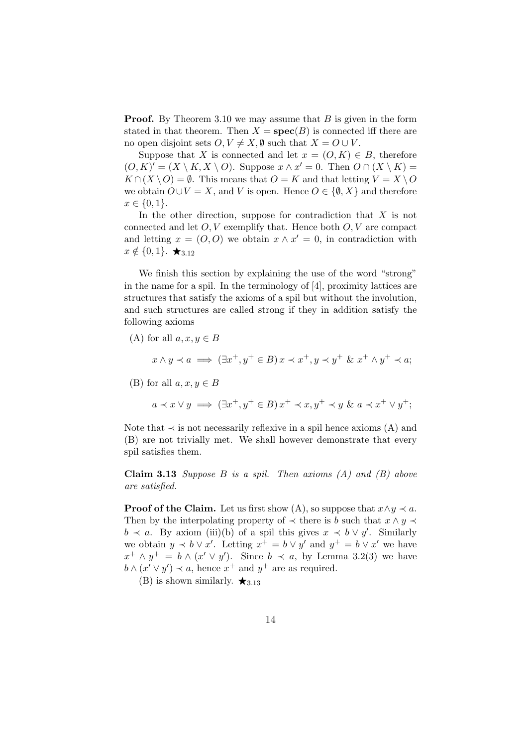**Proof.** By Theorem 3.10 we may assume that $B$ is given in the form stated in that theorem. Then $X = \mathbf{spec}(B)$ is connected iff there are no open disjoint sets $O, V \neq X, \emptyset$ such that $X = O \cup V$.

Suppose that $X$ is connected and let $x = (O, K) \in B$, therefore $(O, K)' = (X \setminus K, X \setminus O)$. Suppose $x \wedge x' = 0$. Then $O \cap (X \setminus K) = K \cap (X \setminus O) = \emptyset$. This means that $O = K$ and that letting $V = X \setminus O$ we obtain $O \cup V = X$, and $V$ is open. Hence $O \in \{\emptyset, X\}$ and therefore $x \in \{0, 1\}$.

In the other direction, suppose for contradiction that $X$ is not connected and let $O, V$ exemplify that. Hence both $O, V$ are compact and letting $x = (O, O)$ we obtain $x \wedge x' = 0$, in contradiction with $x \notin \{0, 1\}$. $\bigstar_{3.12}$

We finish this section by explaining the use of the word "strong" in the name for a spil. In the terminology of [4], proximity lattices are structures that satisfy the axioms of a spil but without the involution, and such structures are called strong if they in addition satisfy the following axioms

(A) for all $a, x, y \in B$

$$x \wedge y \prec a \implies (\exists x^+, y^+ \in B)\, x \prec x^+, y \prec y^+ \ \&\ x^+ \wedge y^+ \prec a;$$

(B) for all $a, x, y \in B$

$$a \prec x \vee y \implies (\exists x^+, y^+ \in B)\, x^+ \prec x, y^+ \prec y \ \&\ a \prec x^+ \vee y^+;$$

Note that $\prec$ is not necessarily reflexive in a spil hence axioms (A) and (B) are not trivially met. We shall however demonstrate that every spil satisfies them.

**Claim 3.13** *Suppose $B$ is a spil. Then axioms (A) and (B) above are satisfied.*

**Proof of the Claim.** Let us first show (A), so suppose that $x \wedge y \prec a$. Then by the interpolating property of $\prec$ there is $b$ such that $x \wedge y \prec b \prec a$. By axiom (iii)(b) of a spil this gives $x \prec b \vee y'$. Similarly we obtain $y \prec b \vee x'$. Letting $x^+ = b \vee y'$ and $y^+ = b \vee x'$ we have $x^+ \wedge y^+ = b \wedge (x' \vee y')$. Since $b \prec a$, by Lemma 3.2(3) we have $b \wedge (x' \vee y') \prec a$, hence $x^+$ and $y^+$ are as required.

(B) is shown similarly. $\bigstar_{3.13}$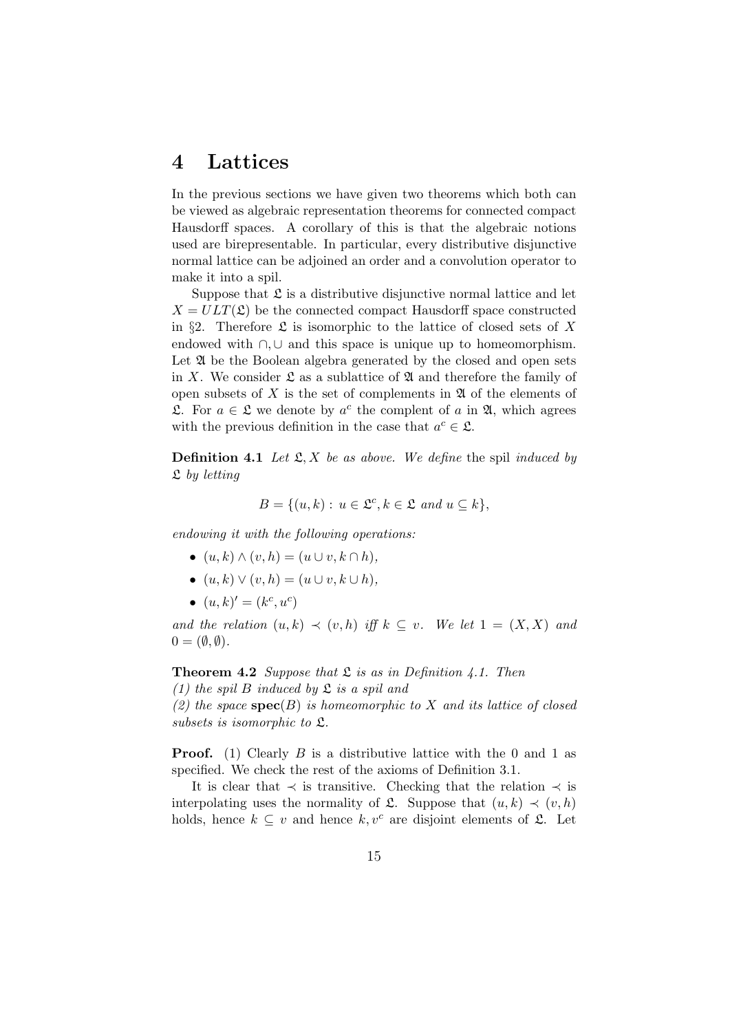# 4 Lattices

In the previous sections we have given two theorems which both can be viewed as algebraic representation theorems for connected compact Hausdorff spaces. A corollary of this is that the algebraic notions used are birepresentable. In particular, every distributive disjunctive normal lattice can be adjoined an order and a convolution operator to make it into a spil.

Suppose that $\mathfrak{L}$ is a distributive disjunctive normal lattice and let $X = ULT(\mathfrak{L})$ be the connected compact Hausdorff space constructed in §2. Therefore $\mathfrak{L}$ is isomorphic to the lattice of closed sets of $X$ endowed with $\cap, \cup$ and this space is unique up to homeomorphism. Let $\mathfrak{A}$ be the Boolean algebra generated by the closed and open sets in $X$. We consider $\mathfrak{L}$ as a sublattice of $\mathfrak{A}$ and therefore the family of open subsets of $X$ is the set of complements in $\mathfrak{A}$ of the elements of $\mathfrak{L}$. For $a \in \mathfrak{L}$ we denote by $a^c$ the complent of $a$ in $\mathfrak{A}$, which agrees with the previous definition in the case that $a^c \in \mathfrak{L}$.

**Definition 4.1** *Let $\mathfrak{L}, X$ be as above. We define* the spil *induced by $\mathfrak{L}$ by letting*

$$B = \{(u,k) : u \in \mathfrak{L}^c, k \in \mathfrak{L} \text{ and } u \subseteq k\},$$

*endowing it with the following operations:*

- $(u,k) \wedge (v,h) = (u \cup v, k \cap h)$,
- $(u,k) \vee (v,h) = (u \cup v, k \cup h)$,
- $(u,k)' = (k^c, u^c)$

*and the relation $(u,k) \prec (v,h)$ iff $k \subseteq v$. We let $1 = (X, X)$ and $0 = (\emptyset, \emptyset)$.*

**Theorem 4.2** *Suppose that $\mathfrak{L}$ is as in Definition 4.1. Then*
*(1) the spil $B$ induced by $\mathfrak{L}$ is a spil and*
*(2) the space* $\mathbf{spec}(B)$ *is homeomorphic to $X$ and its lattice of closed subsets is isomorphic to $\mathfrak{L}$.*

**Proof.** (1) Clearly $B$ is a distributive lattice with the 0 and 1 as specified. We check the rest of the axioms of Definition 3.1.

It is clear that $\prec$ is transitive. Checking that the relation $\prec$ is interpolating uses the normality of $\mathfrak{L}$. Suppose that $(u,k) \prec (v,h)$ holds, hence $k \subseteq v$ and hence $k, v^c$ are disjoint elements of $\mathfrak{L}$. Let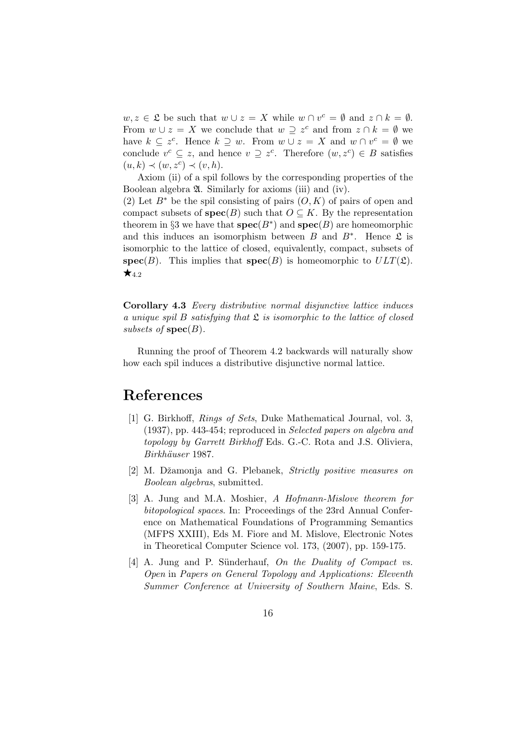$w, z \in \mathfrak{L}$ be such that $w \cup z = X$ while $w \cap v^c = \emptyset$ and $z \cap k = \emptyset$. From $w \cup z = X$ we conclude that $w \supseteq z^c$ and from $z \cap k = \emptyset$ we have $k \subseteq z^c$. Hence $k \supseteq w$. From $w \cup z = X$ and $w \cap v^c = \emptyset$ we conclude $v^c \subseteq z$, and hence $v \supseteq z^c$. Therefore $(w, z^c) \in B$ satisfies $(u, k) \prec (w, z^c) \prec (v, h)$.

Axiom (ii) of a spil follows by the corresponding properties of the Boolean algebra $\mathfrak{A}$. Similarly for axioms (iii) and (iv).

(2) Let $B^*$ be the spil consisting of pairs $(O, K)$ of pairs of open and compact subsets of $\mathbf{spec}(B)$ such that $O \subseteq K$. By the representation theorem in §3 we have that $\mathbf{spec}(B^*)$ and $\mathbf{spec}(B)$ are homeomorphic and this induces an isomorphism between $B$ and $B^*$. Hence $\mathfrak{L}$ is isomorphic to the lattice of closed, equivalently, compact, subsets of $\mathbf{spec}(B)$. This implies that $\mathbf{spec}(B)$ is homeomorphic to $ULT(\mathfrak{L})$. $\bigstar_{4.2}$

**Corollary 4.3** *Every distributive normal disjunctive lattice induces a unique spil $B$ satisfying that $\mathfrak{L}$ is isomorphic to the lattice of closed subsets of $\mathbf{spec}(B)$.*

Running the proof of Theorem 4.2 backwards will naturally show how each spil induces a distributive disjunctive normal lattice.

# References

[1] G. Birkhoff, *Rings of Sets*, Duke Mathematical Journal, vol. 3, (1937), pp. 443-454; reproduced in *Selected papers on algebra and topology by Garrett Birkhoff* Eds. G.-C. Rota and J.S. Oliviera, *Birkhäuser* 1987.

[2] M. Džamonja and G. Plebanek, *Strictly positive measures on Boolean algebras*, submitted.

[3] A. Jung and M.A. Moshier, *A Hofmann-Mislove theorem for bitopological spaces*. In: Proceedings of the 23rd Annual Conference on Mathematical Foundations of Programming Semantics (MFPS XXIII), Eds M. Fiore and M. Mislove, Electronic Notes in Theoretical Computer Science vol. 173, (2007), pp. 159-175.

[4] A. Jung and P. Sünderhauf, *On the Duality of Compact vs. Open* in *Papers on General Topology and Applications: Eleventh Summer Conference at University of Southern Maine*, Eds. S.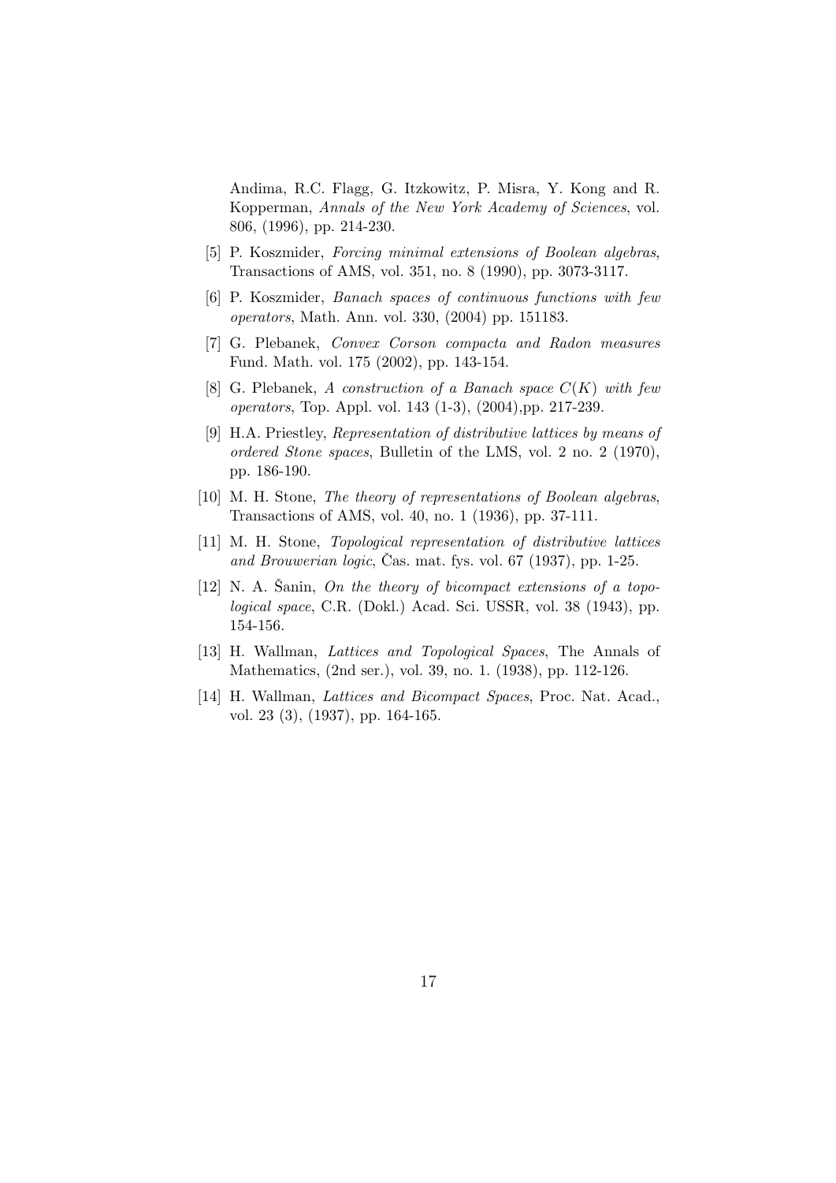Andima, R.C. Flagg, G. Itzkowitz, P. Misra, Y. Kong and R. Kopperman, *Annals of the New York Academy of Sciences*, vol. 806, (1996), pp. 214-230.

[5] P. Koszmider, *Forcing minimal extensions of Boolean algebras*, Transactions of AMS, vol. 351, no. 8 (1990), pp. 3073-3117.

[6] P. Koszmider, *Banach spaces of continuous functions with few operators*, Math. Ann. vol. 330, (2004) pp. 151183.

[7] G. Plebanek, *Convex Corson compacta and Radon measures* Fund. Math. vol. 175 (2002), pp. 143-154.

[8] G. Plebanek, *A construction of a Banach space $C(K)$ with few operators*, Top. Appl. vol. 143 (1-3), (2004),pp. 217-239.

[9] H.A. Priestley, *Representation of distributive lattices by means of ordered Stone spaces*, Bulletin of the LMS, vol. 2 no. 2 (1970), pp. 186-190.

[10] M. H. Stone, *The theory of representations of Boolean algebras*, Transactions of AMS, vol. 40, no. 1 (1936), pp. 37-111.

[11] M. H. Stone, *Topological representation of distributive lattices and Brouwerian logic*, Čas. mat. fys. vol. 67 (1937), pp. 1-25.

[12] N. A. Šanin, *On the theory of bicompact extensions of a topological space*, C.R. (Dokl.) Acad. Sci. USSR, vol. 38 (1943), pp. 154-156.

[13] H. Wallman, *Lattices and Topological Spaces*, The Annals of Mathematics, (2nd ser.), vol. 39, no. 1. (1938), pp. 112-126.

[14] H. Wallman, *Lattices and Bicompact Spaces*, Proc. Nat. Acad., vol. 23 (3), (1937), pp. 164-165.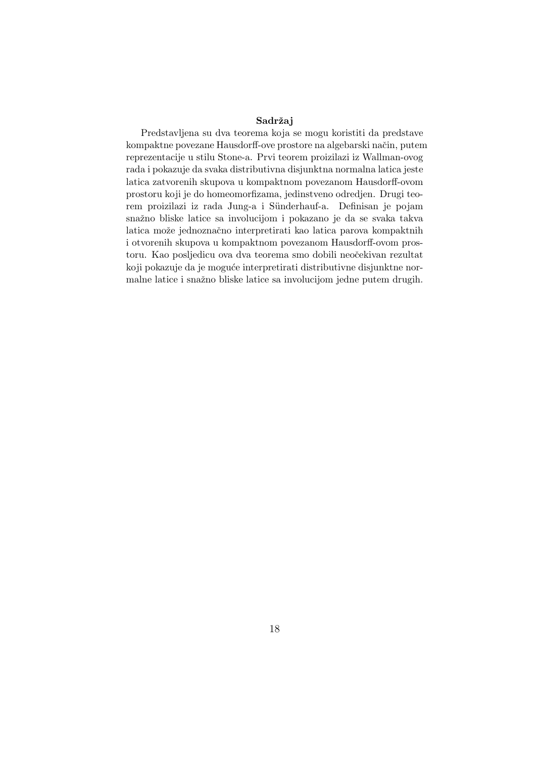**Sadržaj**

Predstavljena su dva teorema koja se mogu koristiti da predstave kompaktne povezane Hausdorff-ove prostore na algebarski način, putem reprezentacije u stilu Stone-a. Prvi teorem proizilazi iz Wallman-ovog rada i pokazuje da svaka distributivna disjunktna normalna latica jeste latica zatvorenih skupova u kompaktnom povezanom Hausdorff-ovom prostoru koji je do homeomorfizama, jedinstveno odredjen. Drugi teorem proizilazi iz rada Jung-a i Sünderhauf-a. Definisan je pojam snažno bliske latice sa involucijom i pokazano je da se svaka takva latica može jednoznačno interpretirati kao latica parova kompaktnih i otvorenih skupova u kompaktnom povezanom Hausdorff-ovom prostoru. Kao posljedicu ova dva teorema smo dobili neočekivan rezultat koji pokazuje da je moguće interpretirati distributivne disjunktne normalne latice i snažno bliske latice sa involucijom jedne putem drugih.